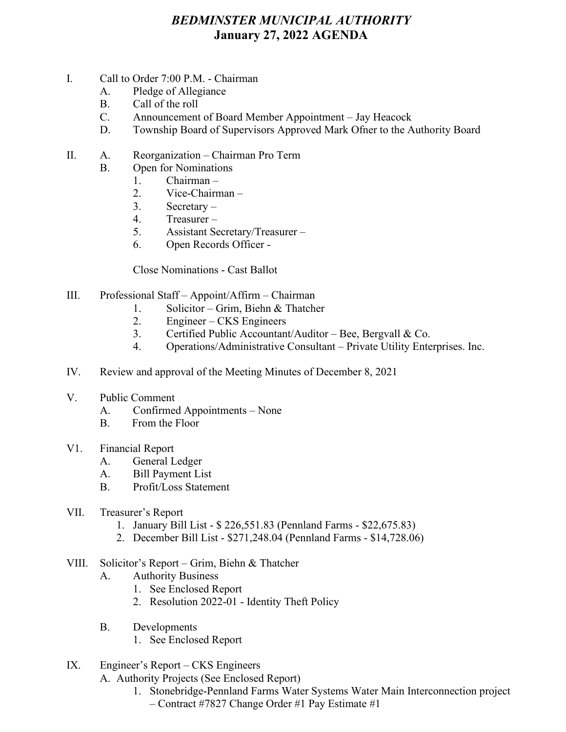# *BEDMINSTER MUNICIPAL AUTHORITY*
# January 27, 2022 AGENDA

I. Call to Order 7:00 P.M. - Chairman
   - A. Pledge of Allegiance
   - B. Call of the roll
   - C. Announcement of Board Member Appointment – Jay Heacock
   - D. Township Board of Supervisors Approved Mark Ofner to the Authority Board

II. A. Reorganization – Chairman Pro Term
   - B. Open for Nominations
     1. Chairman –
     2. Vice-Chairman –
     3. Secretary –
     4. Treasurer –
     5. Assistant Secretary/Treasurer –
     6. Open Records Officer -

     Close Nominations - Cast Ballot

III. Professional Staff – Appoint/Affirm – Chairman
   1. Solicitor – Grim, Biehn & Thatcher
   2. Engineer – CKS Engineers
   3. Certified Public Accountant/Auditor – Bee, Bergvall & Co.
   4. Operations/Administrative Consultant – Private Utility Enterprises. Inc.

IV. Review and approval of the Meeting Minutes of December 8, 2021

V. Public Comment
   - A. Confirmed Appointments – None
   - B. From the Floor

V1. Financial Report
   - A. General Ledger
   - A. Bill Payment List
   - B. Profit/Loss Statement

VII. Treasurer's Report
   1. January Bill List - $ 226,551.83 (Pennland Farms - $22,675.83)
   2. December Bill List - $271,248.04 (Pennland Farms - $14,728.06)

VIII. Solicitor's Report – Grim, Biehn & Thatcher
   - A. Authority Business
     1. See Enclosed Report
     2. Resolution 2022-01 - Identity Theft Policy
   - B. Developments
     1. See Enclosed Report

IX. Engineer's Report – CKS Engineers
   - A. Authority Projects (See Enclosed Report)
     1. Stonebridge-Pennland Farms Water Systems Water Main Interconnection project – Contract #7827 Change Order #1 Pay Estimate #1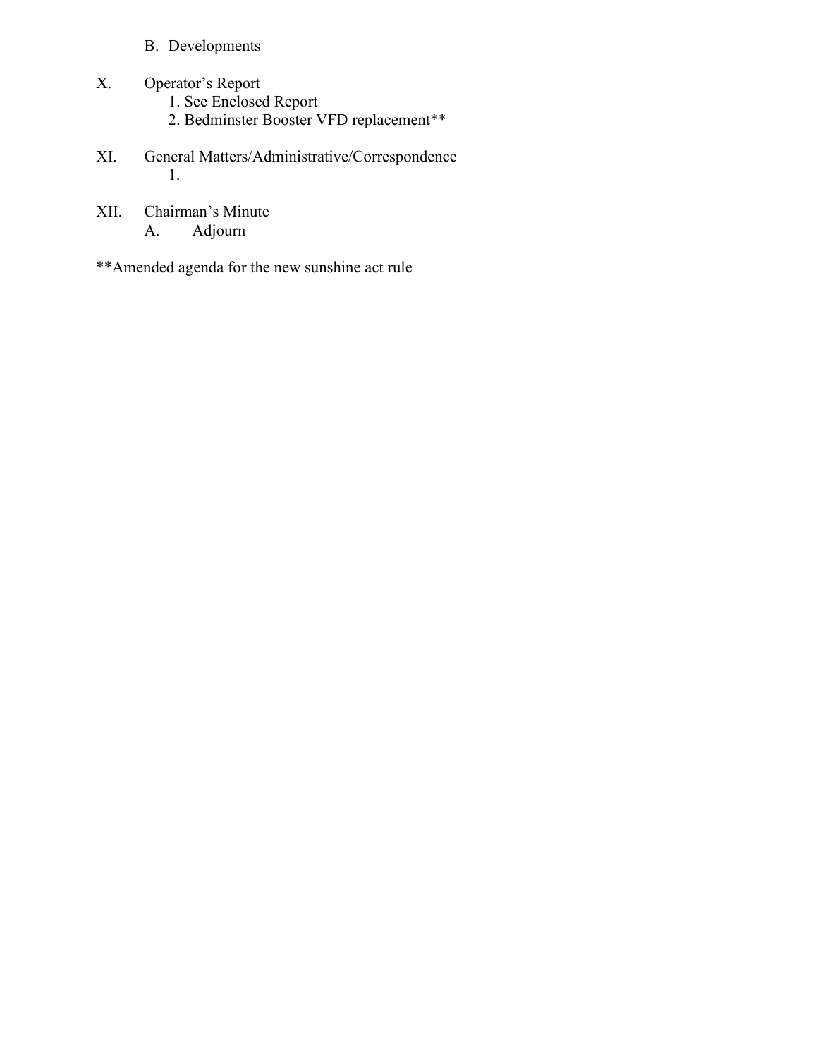B. Developments

X. Operator's Report
   1. See Enclosed Report
   2. Bedminster Booster VFD replacement**

XI. General Matters/Administrative/Correspondence
   1.

XII. Chairman's Minute
   A. Adjourn

**Amended agenda for the new sunshine act rule